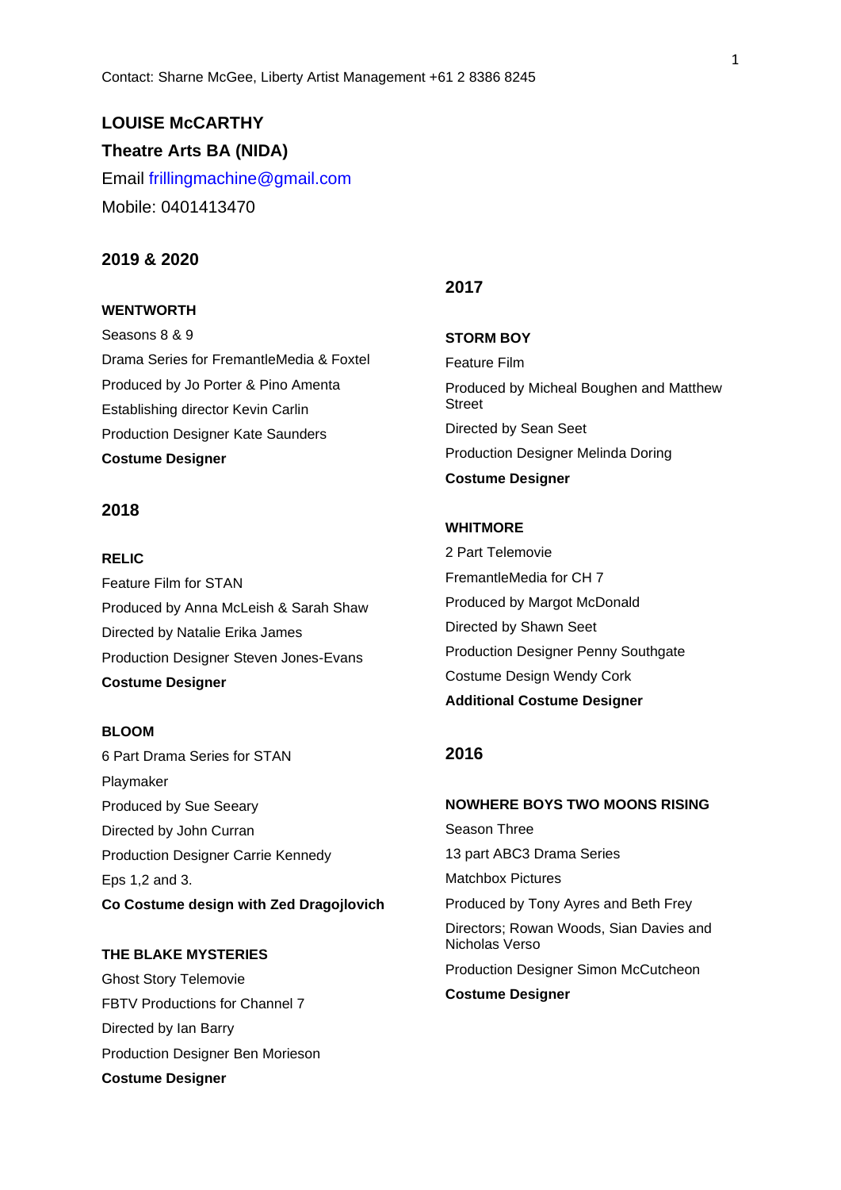Contact: Sharne McGee, Liberty Artist Management +61 2 8386 8245

**LOUISE McCARTHY**

**Theatre Arts BA (NIDA)**

Email frillingmachine@gmail.com

Mobile: 0401413470

## 2019 & 2020

**WENTWORTH**

Seasons 8 & 9

Drama Series for FremantleMedia & Foxtel

Produced by Jo Porter & Pino Amenta

Establishing director Kevin Carlin

Production Designer Kate Saunders

**Costume Designer**

## 2018

**RELIC**

Feature Film for STAN

Produced by Anna McLeish & Sarah Shaw

Directed by Natalie Erika James

Production Designer Steven Jones-Evans

**Costume Designer**

**BLOOM**

6 Part Drama Series for STAN

Playmaker

Produced by Sue Seeary

Directed by John Curran

Production Designer Carrie Kennedy

Eps 1,2 and 3.

**Co Costume design with Zed Dragojlovich**

**THE BLAKE MYSTERIES**

Ghost Story Telemovie

FBTV Productions for Channel 7

Directed by Ian Barry

Production Designer Ben Morieson

**Costume Designer**

## 2017

**STORM BOY**

Feature Film

Produced by Micheal Boughen and Matthew Street

Directed by Sean Seet

Production Designer Melinda Doring

**Costume Designer**

**WHITMORE**

2 Part Telemovie

FremantleMedia for CH 7

Produced by Margot McDonald

Directed by Shawn Seet

Production Designer Penny Southgate

Costume Design Wendy Cork

**Additional Costume Designer**

## 2016

**NOWHERE BOYS TWO MOONS RISING**

Season Three

13 part ABC3 Drama Series

Matchbox Pictures

Produced by Tony Ayres and Beth Frey

Directors; Rowan Woods, Sian Davies and Nicholas Verso

Production Designer Simon McCutcheon

**Costume Designer**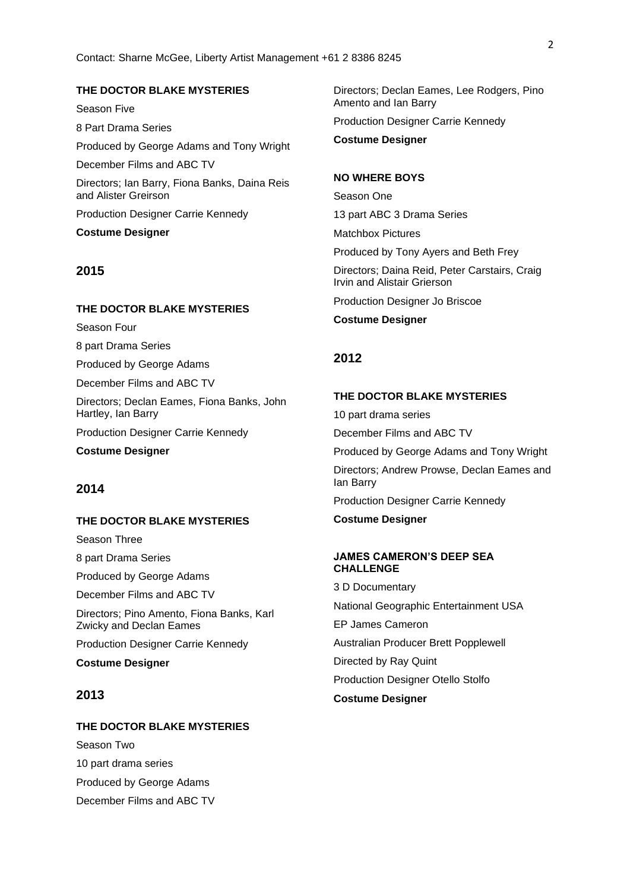Contact: Sharne McGee, Liberty Artist Management +61 2 8386 8245

**THE DOCTOR BLAKE MYSTERIES**

Season Five

8 Part Drama Series

Produced by George Adams and Tony Wright

December Films and ABC TV

Directors; Ian Barry, Fiona Banks, Daina Reis and Alister Greirson

Production Designer Carrie Kennedy

**Costume Designer**

## 2015

**THE DOCTOR BLAKE MYSTERIES**

Season Four

8 part Drama Series

Produced by George Adams

December Films and ABC TV

Directors; Declan Eames, Fiona Banks, John Hartley, Ian Barry

Production Designer Carrie Kennedy

**Costume Designer**

## 2014

**THE DOCTOR BLAKE MYSTERIES**

Season Three

8 part Drama Series

Produced by George Adams

December Films and ABC TV

Directors; Pino Amento, Fiona Banks, Karl Zwicky and Declan Eames

Production Designer Carrie Kennedy

**Costume Designer**

## 2013

**THE DOCTOR BLAKE MYSTERIES**

Season Two

10 part drama series

Produced by George Adams

December Films and ABC TV

Directors; Declan Eames, Lee Rodgers, Pino Amento and Ian Barry

Production Designer Carrie Kennedy

**Costume Designer**

**NO WHERE BOYS**

Season One

13 part ABC 3 Drama Series

Matchbox Pictures

Produced by Tony Ayers and Beth Frey

Directors; Daina Reid, Peter Carstairs, Craig Irvin and Alistair Grierson

Production Designer Jo Briscoe

**Costume Designer**

## 2012

**THE DOCTOR BLAKE MYSTERIES**

10 part drama series

December Films and ABC TV

Produced by George Adams and Tony Wright

Directors; Andrew Prowse, Declan Eames and Ian Barry

Production Designer Carrie Kennedy

**Costume Designer**

**JAMES CAMERON'S DEEP SEA CHALLENGE**

3 D Documentary

National Geographic Entertainment USA

EP James Cameron

Australian Producer Brett Popplewell

Directed by Ray Quint

Production Designer Otello Stolfo

**Costume Designer**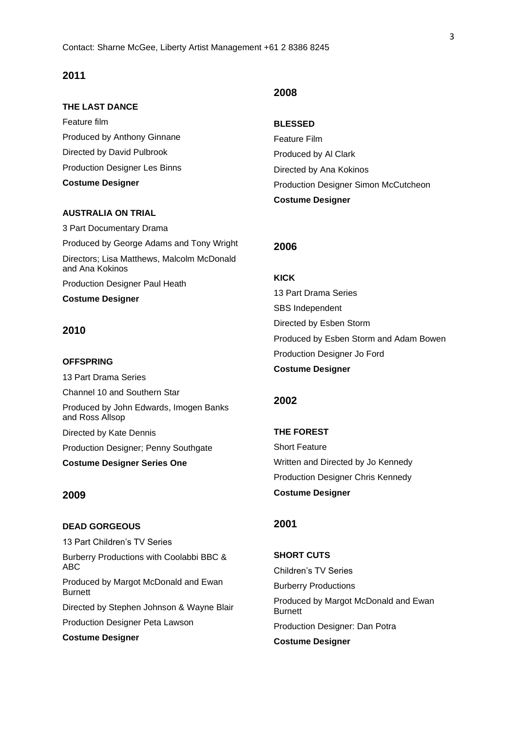Contact: Sharne McGee, Liberty Artist Management +61 2 8386 8245

## 2011

**THE LAST DANCE**

Feature film

Produced by Anthony Ginnane

Directed by David Pulbrook

Production Designer Les Binns

**Costume Designer**

**AUSTRALIA ON TRIAL**

3 Part Documentary Drama

Produced by George Adams and Tony Wright

Directors; Lisa Matthews, Malcolm McDonald and Ana Kokinos

Production Designer Paul Heath

**Costume Designer**

## 2010

**OFFSPRING**

13 Part Drama Series

Channel 10 and Southern Star

Produced by John Edwards, Imogen Banks and Ross Allsop

Directed by Kate Dennis

Production Designer; Penny Southgate

**Costume Designer Series One**

## 2009

**DEAD GORGEOUS**

13 Part Children's TV Series

Burberry Productions with Coolabbi BBC & ABC

Produced by Margot McDonald and Ewan Burnett

Directed by Stephen Johnson & Wayne Blair

Production Designer Peta Lawson

**Costume Designer**

## 2008

**BLESSED**

Feature Film

Produced by Al Clark

Directed by Ana Kokinos

Production Designer Simon McCutcheon

**Costume Designer**

## 2006

**KICK**

13 Part Drama Series

SBS Independent

Directed by Esben Storm

Produced by Esben Storm and Adam Bowen

Production Designer Jo Ford

**Costume Designer**

## 2002

**THE FOREST**

Short Feature

Written and Directed by Jo Kennedy

Production Designer Chris Kennedy

**Costume Designer**

## 2001

**SHORT CUTS**

Children's TV Series

Burberry Productions

Produced by Margot McDonald and Ewan Burnett

Production Designer: Dan Potra

**Costume Designer**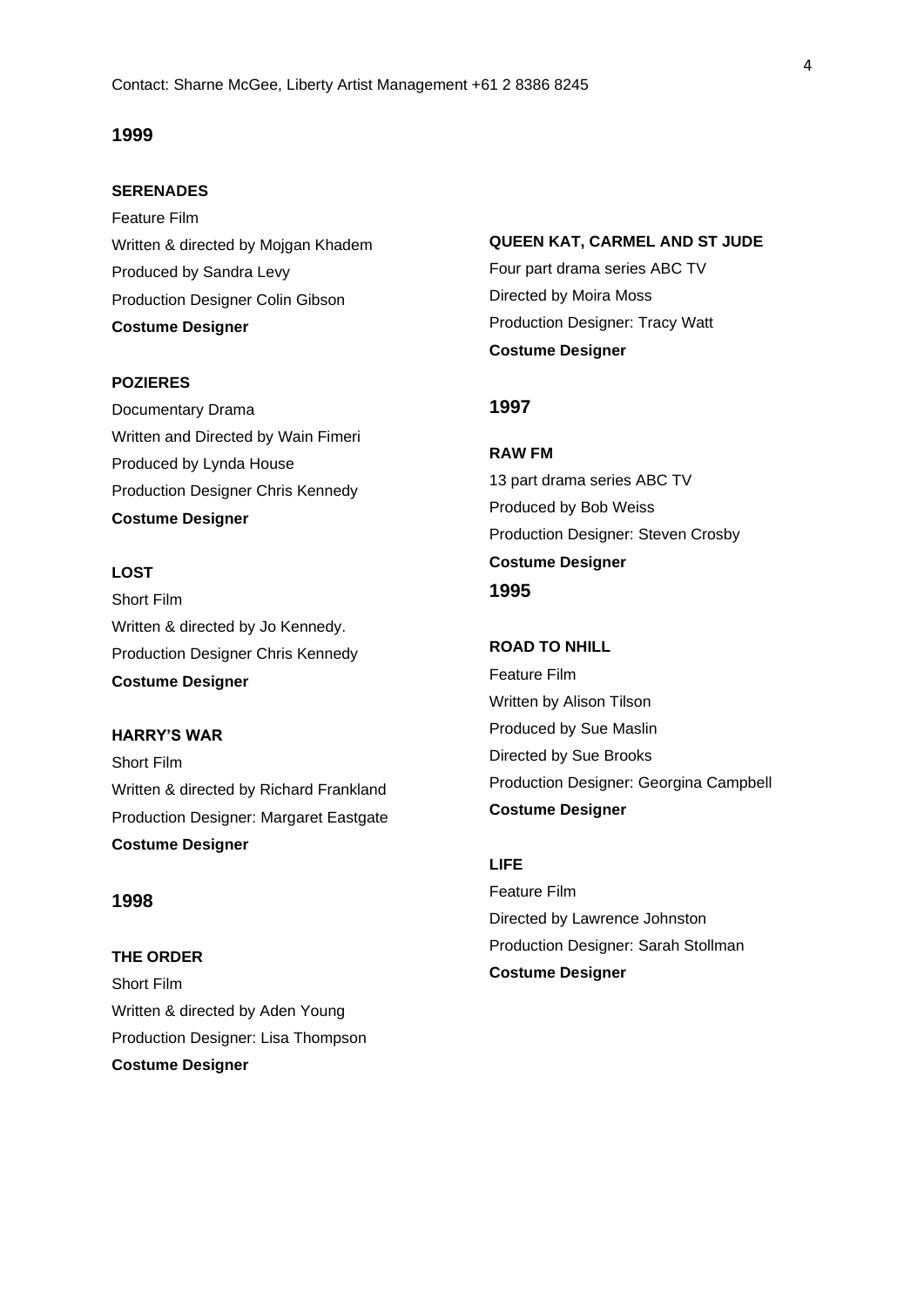Contact: Sharne McGee, Liberty Artist Management +61 2 8386 8245

## 1999

**SERENADES**
Feature Film
Written & directed by Mojgan Khadem
Produced by Sandra Levy
Production Designer Colin Gibson
**Costume Designer**

**POZIERES**
Documentary Drama
Written and Directed by Wain Fimeri
Produced by Lynda House
Production Designer Chris Kennedy
**Costume Designer**

**LOST**
Short Film
Written & directed by Jo Kennedy.
Production Designer Chris Kennedy
**Costume Designer**

**HARRY'S WAR**
Short Film
Written & directed by Richard Frankland
Production Designer: Margaret Eastgate
**Costume Designer**

## 1998

**THE ORDER**
Short Film
Written & directed by Aden Young
Production Designer: Lisa Thompson
**Costume Designer**

**QUEEN KAT, CARMEL AND ST JUDE**
Four part drama series ABC TV
Directed by Moira Moss
Production Designer: Tracy Watt
**Costume Designer**

## 1997

**RAW FM**
13 part drama series ABC TV
Produced by Bob Weiss
Production Designer: Steven Crosby
**Costume Designer**

## 1995

**ROAD TO NHILL**
Feature Film
Written by Alison Tilson
Produced by Sue Maslin
Directed by Sue Brooks
Production Designer: Georgina Campbell
**Costume Designer**

**LIFE**
Feature Film
Directed by Lawrence Johnston
Production Designer: Sarah Stollman
**Costume Designer**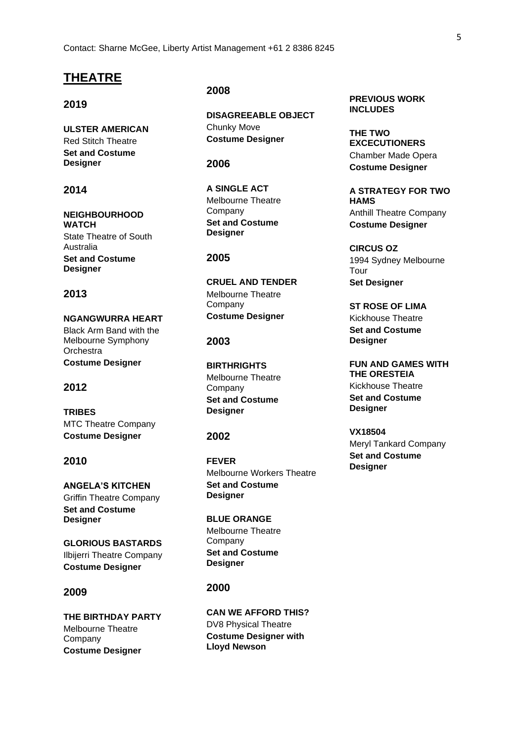Contact: Sharne McGee, Liberty Artist Management +61 2 8386 8245

# THEATRE

## 2019

**ULSTER AMERICAN**
Red Stitch Theatre
**Set and Costume Designer**

## 2014

**NEIGHBOURHOOD WATCH**
State Theatre of South Australia
**Set and Costume Designer**

## 2013

**NGANGWURRA HEART**
Black Arm Band with the Melbourne Symphony Orchestra
**Costume Designer**

## 2012

**TRIBES**
MTC Theatre Company
**Costume Designer**

## 2010

**ANGELA'S KITCHEN**
Griffin Theatre Company
**Set and Costume Designer**

**GLORIOUS BASTARDS**
Ilbijerri Theatre Company
**Costume Designer**

## 2009

**THE BIRTHDAY PARTY**
Melbourne Theatre Company
**Costume Designer**

## 2008

**DISAGREEABLE OBJECT**
Chunky Move
**Costume Designer**

## 2006

**A SINGLE ACT**
Melbourne Theatre Company
**Set and Costume Designer**

## 2005

**CRUEL AND TENDER**
Melbourne Theatre Company
**Costume Designer**

## 2003

**BIRTHRIGHTS**
Melbourne Theatre Company
**Set and Costume Designer**

## 2002

**FEVER**
Melbourne Workers Theatre
**Set and Costume Designer**

**BLUE ORANGE**
Melbourne Theatre Company
**Set and Costume Designer**

## 2000

**CAN WE AFFORD THIS?**
DV8 Physical Theatre
**Costume Designer with Lloyd Newson**

**PREVIOUS WORK INCLUDES**

**THE TWO EXCECUTIONERS**
Chamber Made Opera
**Costume Designer**

**A STRATEGY FOR TWO HAMS**
Anthill Theatre Company
**Costume Designer**

**CIRCUS OZ**
1994 Sydney Melbourne Tour
**Set Designer**

**ST ROSE OF LIMA**
Kickhouse Theatre
**Set and Costume Designer**

**FUN AND GAMES WITH THE ORESTEIA**
Kickhouse Theatre
**Set and Costume Designer**

**VX18504**
Meryl Tankard Company
**Set and Costume Designer**